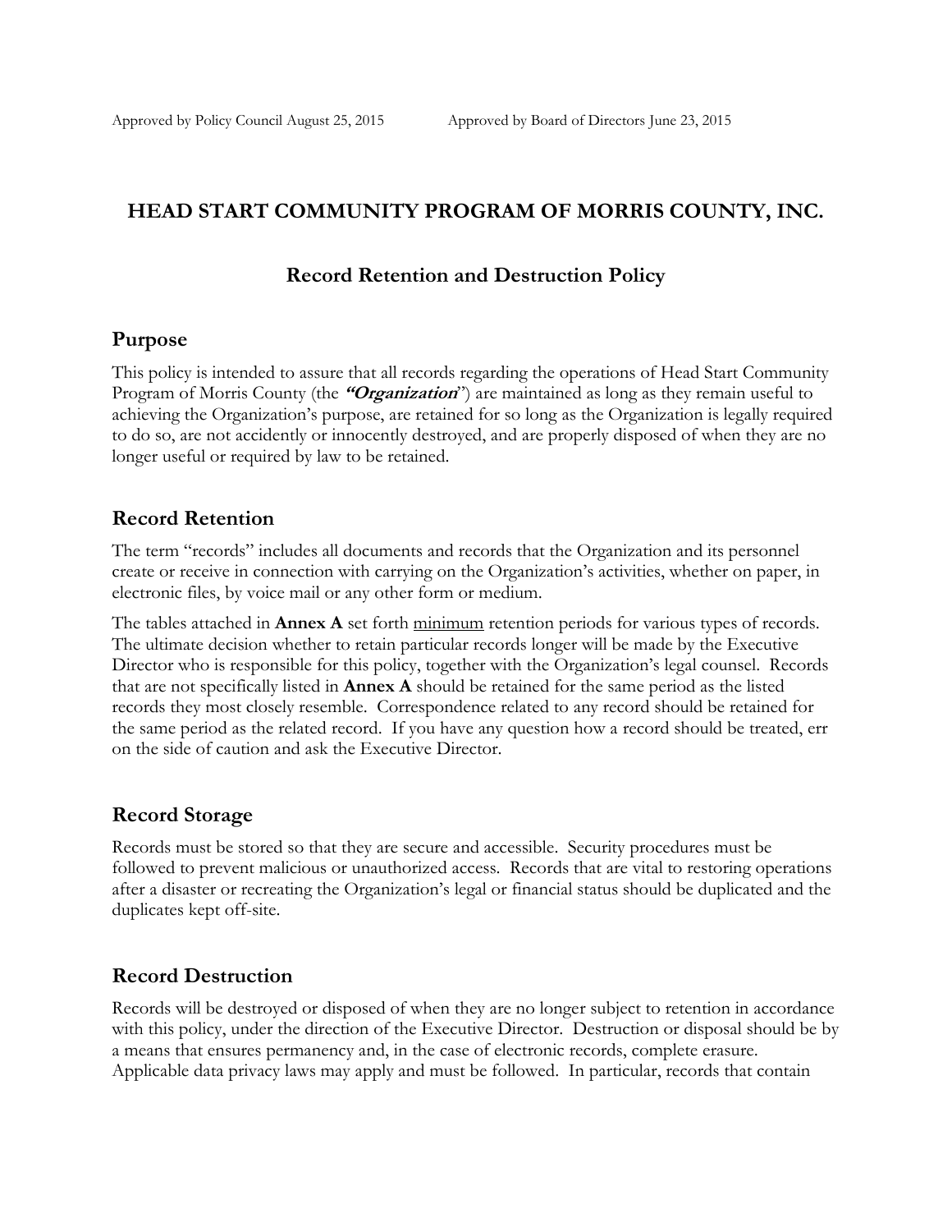Approved by Policy Council August 25, 2015 Approved by Board of Directors June 23, 2015

# HEAD START COMMUNITY PROGRAM OF MORRIS COUNTY, INC.

## Record Retention and Destruction Policy

### Purpose

This policy is intended to assure that all records regarding the operations of Head Start Community Program of Morris County (the ***"Organization"***) are maintained as long as they remain useful to achieving the Organization's purpose, are retained for so long as the Organization is legally required to do so, are not accidently or innocently destroyed, and are properly disposed of when they are no longer useful or required by law to be retained.

### Record Retention

The term "records" includes all documents and records that the Organization and its personnel create or receive in connection with carrying on the Organization's activities, whether on paper, in electronic files, by voice mail or any other form or medium.

The tables attached in **Annex A** set forth minimum retention periods for various types of records. The ultimate decision whether to retain particular records longer will be made by the Executive Director who is responsible for this policy, together with the Organization's legal counsel. Records that are not specifically listed in **Annex A** should be retained for the same period as the listed records they most closely resemble. Correspondence related to any record should be retained for the same period as the related record. If you have any question how a record should be treated, err on the side of caution and ask the Executive Director.

### Record Storage

Records must be stored so that they are secure and accessible. Security procedures must be followed to prevent malicious or unauthorized access. Records that are vital to restoring operations after a disaster or recreating the Organization's legal or financial status should be duplicated and the duplicates kept off-site.

### Record Destruction

Records will be destroyed or disposed of when they are no longer subject to retention in accordance with this policy, under the direction of the Executive Director. Destruction or disposal should be by a means that ensures permanency and, in the case of electronic records, complete erasure. Applicable data privacy laws may apply and must be followed. In particular, records that contain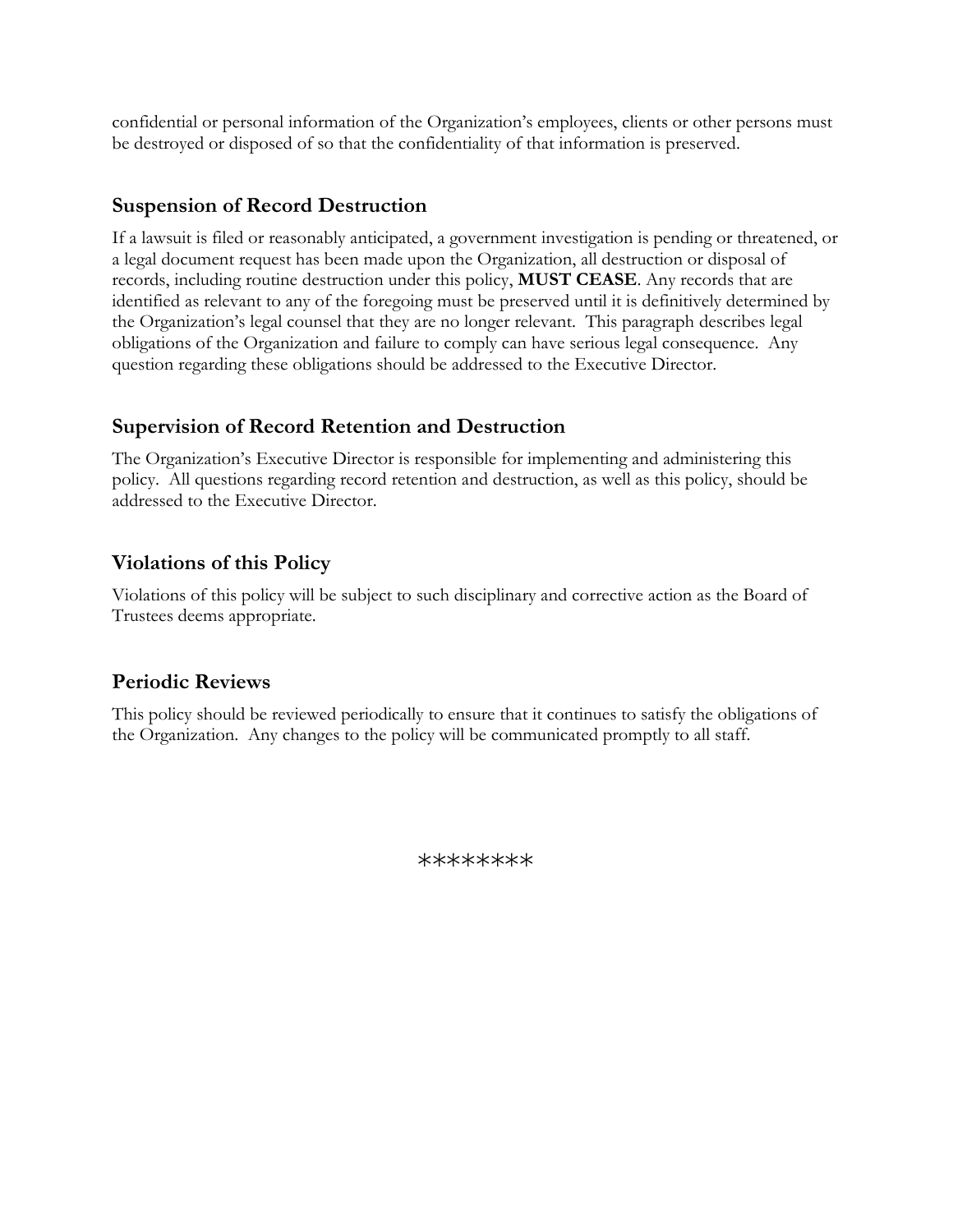confidential or personal information of the Organization's employees, clients or other persons must be destroyed or disposed of so that the confidentiality of that information is preserved.

## Suspension of Record Destruction

If a lawsuit is filed or reasonably anticipated, a government investigation is pending or threatened, or a legal document request has been made upon the Organization, all destruction or disposal of records, including routine destruction under this policy, **MUST CEASE**. Any records that are identified as relevant to any of the foregoing must be preserved until it is definitively determined by the Organization's legal counsel that they are no longer relevant. This paragraph describes legal obligations of the Organization and failure to comply can have serious legal consequence. Any question regarding these obligations should be addressed to the Executive Director.

## Supervision of Record Retention and Destruction

The Organization's Executive Director is responsible for implementing and administering this policy. All questions regarding record retention and destruction, as well as this policy, should be addressed to the Executive Director.

## Violations of this Policy

Violations of this policy will be subject to such disciplinary and corrective action as the Board of Trustees deems appropriate.

## Periodic Reviews

This policy should be reviewed periodically to ensure that it continues to satisfy the obligations of the Organization. Any changes to the policy will be communicated promptly to all staff.

********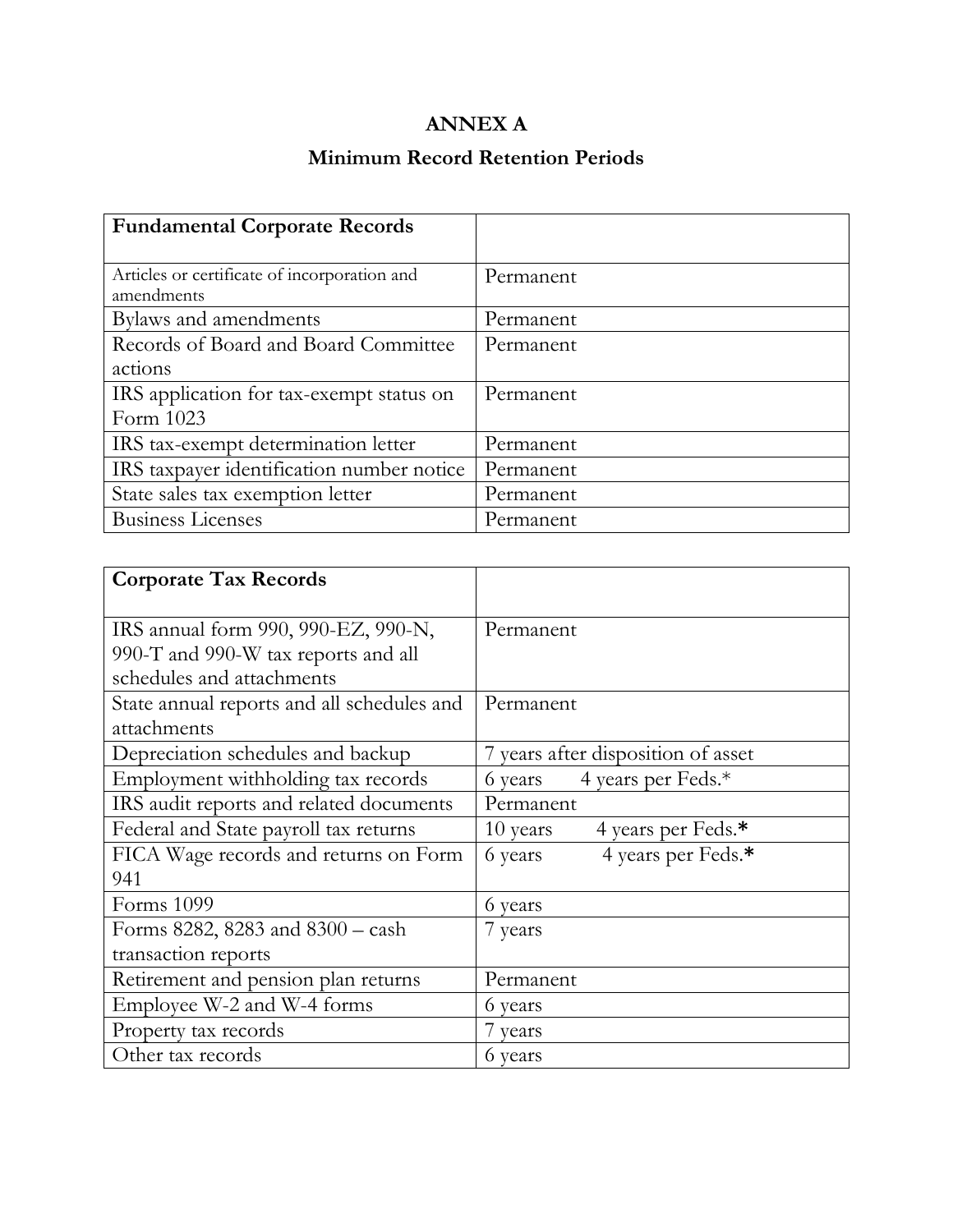# ANNEX A

## Minimum Record Retention Periods

| **Fundamental Corporate Records** | |
|---|---|
| Articles or certificate of incorporation and amendments | Permanent |
| Bylaws and amendments | Permanent |
| Records of Board and Board Committee actions | Permanent |
| IRS application for tax-exempt status on Form 1023 | Permanent |
| IRS tax-exempt determination letter | Permanent |
| IRS taxpayer identification number notice | Permanent |
| State sales tax exemption letter | Permanent |
| Business Licenses | Permanent |

| **Corporate Tax Records** | |
|---|---|
| IRS annual form 990, 990-EZ, 990-N, 990-T and 990-W tax reports and all schedules and attachments | Permanent |
| State annual reports and all schedules and attachments | Permanent |
| Depreciation schedules and backup | 7 years after disposition of asset |
| Employment withholding tax records | 6 years 4 years per Feds.* |
| IRS audit reports and related documents | Permanent |
| Federal and State payroll tax returns | 10 years 4 years per Feds.* |
| FICA Wage records and returns on Form 941 | 6 years 4 years per Feds.* |
| Forms 1099 | 6 years |
| Forms 8282, 8283 and 8300 – cash transaction reports | 7 years |
| Retirement and pension plan returns | Permanent |
| Employee W-2 and W-4 forms | 6 years |
| Property tax records | 7 years |
| Other tax records | 6 years |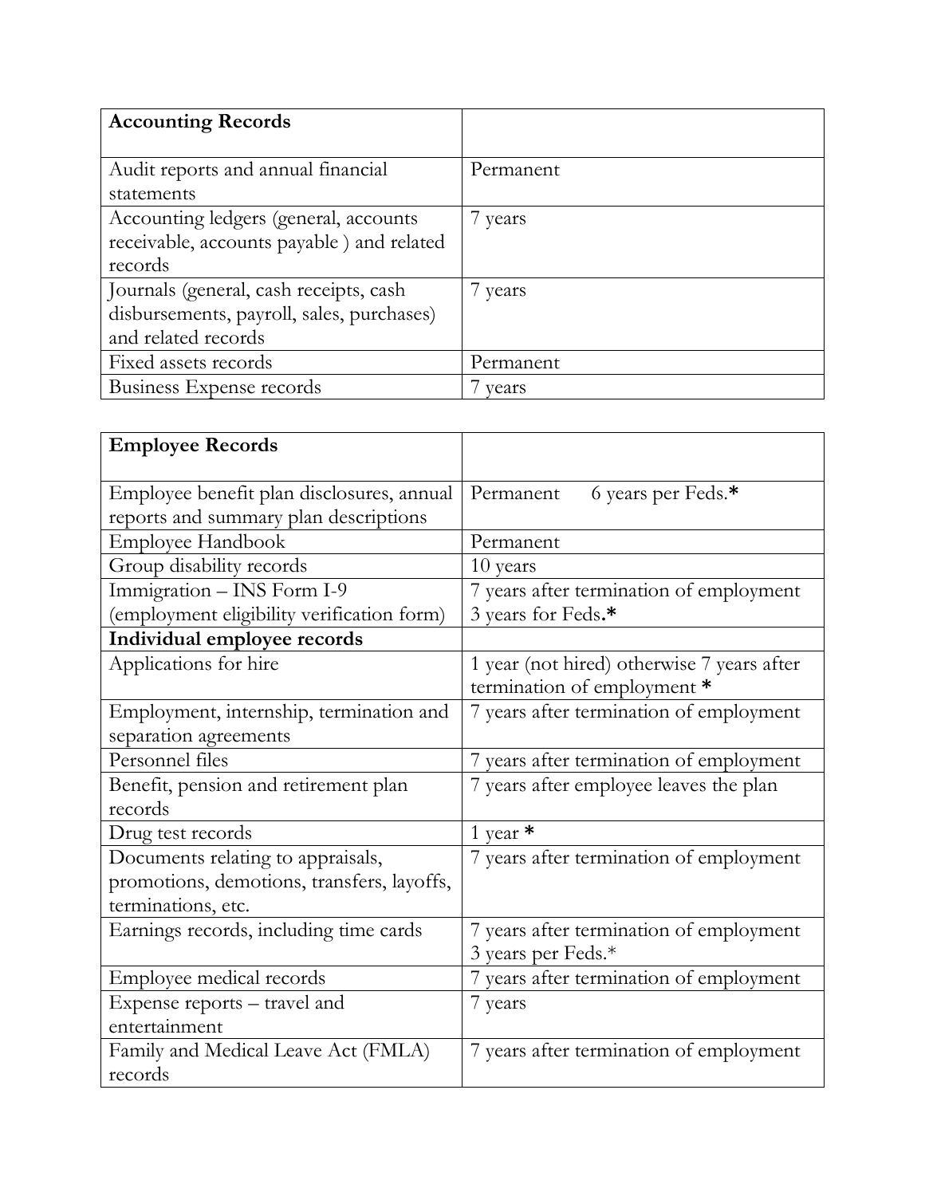| **Accounting Records** | |
|---|---|
| Audit reports and annual financial statements | Permanent |
| Accounting ledgers (general, accounts receivable, accounts payable ) and related records | 7 years |
| Journals (general, cash receipts, cash disbursements, payroll, sales, purchases) and related records | 7 years |
| Fixed assets records | Permanent |
| Business Expense records | 7 years |

| **Employee Records** | |
|---|---|
| Employee benefit plan disclosures, annual reports and summary plan descriptions | Permanent 6 years per Feds.* |
| Employee Handbook | Permanent |
| Group disability records | 10 years |
| Immigration – INS Form I-9 (employment eligibility verification form) | 7 years after termination of employment 3 years for Feds.* |
| **Individual employee records** | |
| Applications for hire | 1 year (not hired) otherwise 7 years after termination of employment * |
| Employment, internship, termination and separation agreements | 7 years after termination of employment |
| Personnel files | 7 years after termination of employment |
| Benefit, pension and retirement plan records | 7 years after employee leaves the plan |
| Drug test records | 1 year * |
| Documents relating to appraisals, promotions, demotions, transfers, layoffs, terminations, etc. | 7 years after termination of employment |
| Earnings records, including time cards | 7 years after termination of employment 3 years per Feds.* |
| Employee medical records | 7 years after termination of employment |
| Expense reports – travel and entertainment | 7 years |
| Family and Medical Leave Act (FMLA) records | 7 years after termination of employment |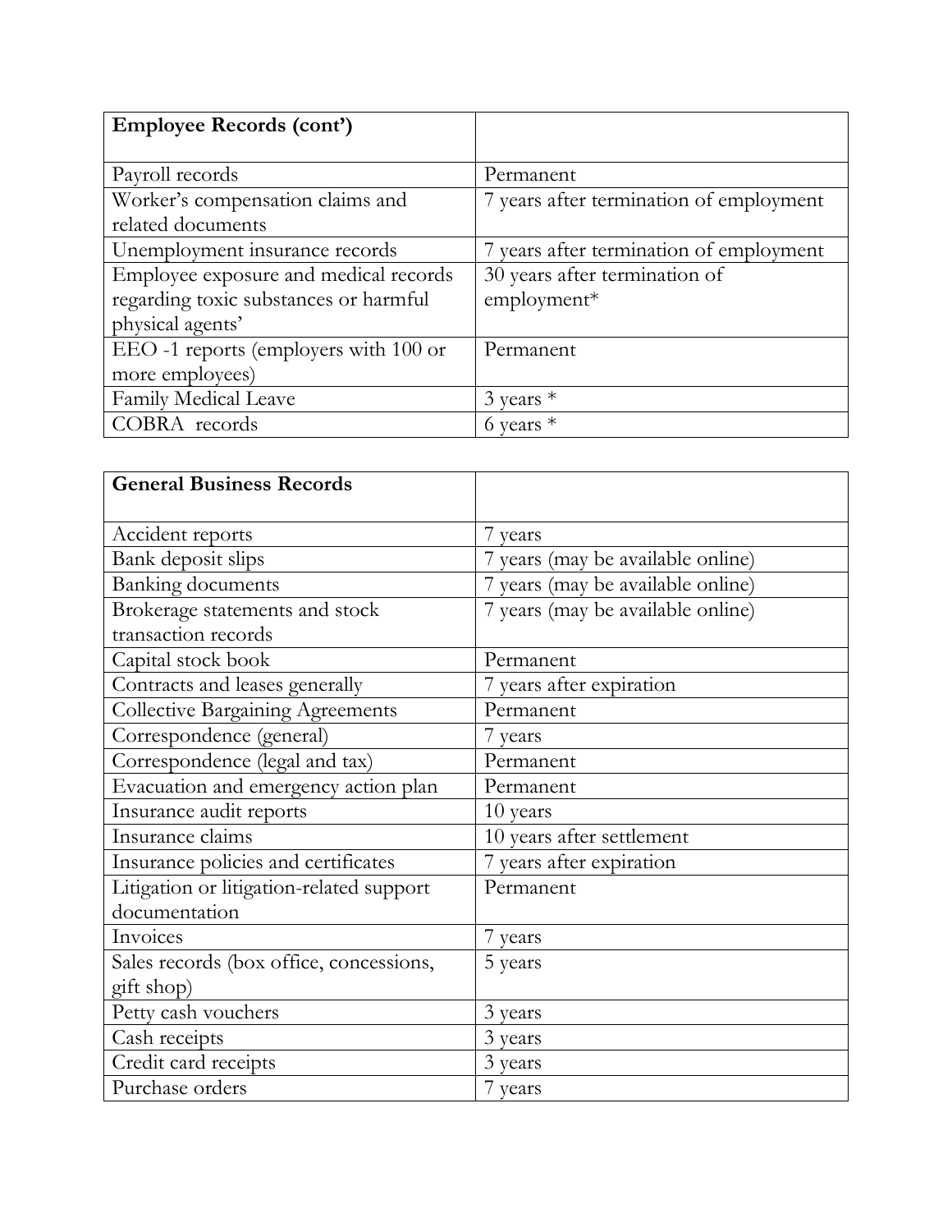| **Employee Records (cont')** | |
|---|---|
| Payroll records | Permanent |
| Worker's compensation claims and related documents | 7 years after termination of employment |
| Unemployment insurance records | 7 years after termination of employment |
| Employee exposure and medical records regarding toxic substances or harmful physical agents' | 30 years after termination of employment* |
| EEO -1 reports (employers with 100 or more employees) | Permanent |
| Family Medical Leave | 3 years * |
| COBRA records | 6 years * |

| **General Business Records** | |
|---|---|
| Accident reports | 7 years |
| Bank deposit slips | 7 years (may be available online) |
| Banking documents | 7 years (may be available online) |
| Brokerage statements and stock transaction records | 7 years (may be available online) |
| Capital stock book | Permanent |
| Contracts and leases generally | 7 years after expiration |
| Collective Bargaining Agreements | Permanent |
| Correspondence (general) | 7 years |
| Correspondence (legal and tax) | Permanent |
| Evacuation and emergency action plan | Permanent |
| Insurance audit reports | 10 years |
| Insurance claims | 10 years after settlement |
| Insurance policies and certificates | 7 years after expiration |
| Litigation or litigation-related support documentation | Permanent |
| Invoices | 7 years |
| Sales records (box office, concessions, gift shop) | 5 years |
| Petty cash vouchers | 3 years |
| Cash receipts | 3 years |
| Credit card receipts | 3 years |
| Purchase orders | 7 years |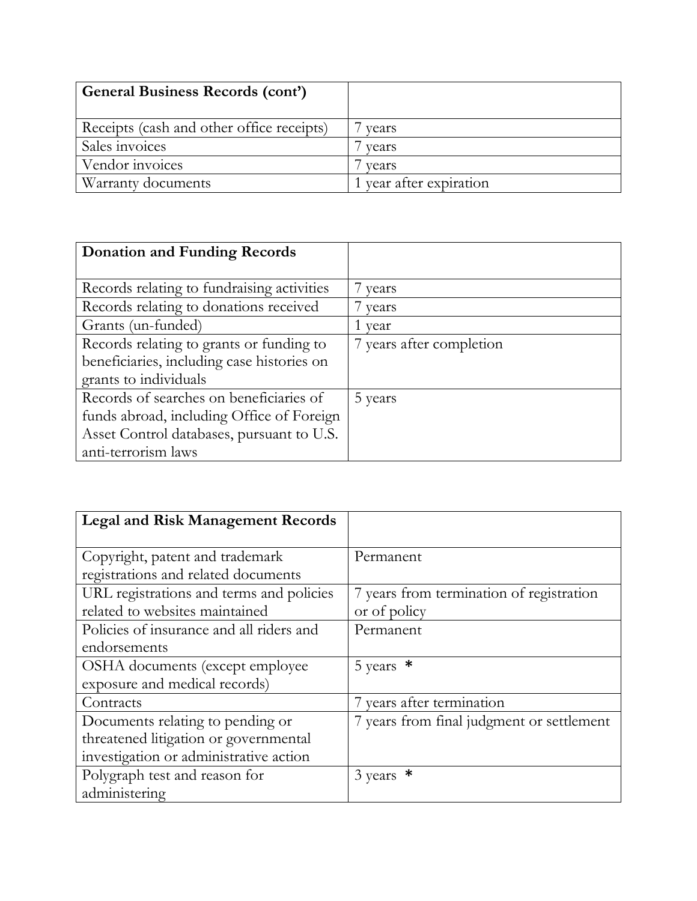| General Business Records (cont') | |
| --- | --- |
| Receipts (cash and other office receipts) | 7 years |
| Sales invoices | 7 years |
| Vendor invoices | 7 years |
| Warranty documents | 1 year after expiration |

| Donation and Funding Records | |
| --- | --- |
| Records relating to fundraising activities | 7 years |
| Records relating to donations received | 7 years |
| Grants (un-funded) | 1 year |
| Records relating to grants or funding to beneficiaries, including case histories on grants to individuals | 7 years after completion |
| Records of searches on beneficiaries of funds abroad, including Office of Foreign Asset Control databases, pursuant to U.S. anti-terrorism laws | 5 years |

| Legal and Risk Management Records | |
| --- | --- |
| Copyright, patent and trademark registrations and related documents | Permanent |
| URL registrations and terms and policies related to websites maintained | 7 years from termination of registration or of policy |
| Policies of insurance and all riders and endorsements | Permanent |
| OSHA documents (except employee exposure and medical records) | 5 years * |
| Contracts | 7 years after termination |
| Documents relating to pending or threatened litigation or governmental investigation or administrative action | 7 years from final judgment or settlement |
| Polygraph test and reason for administering | 3 years * |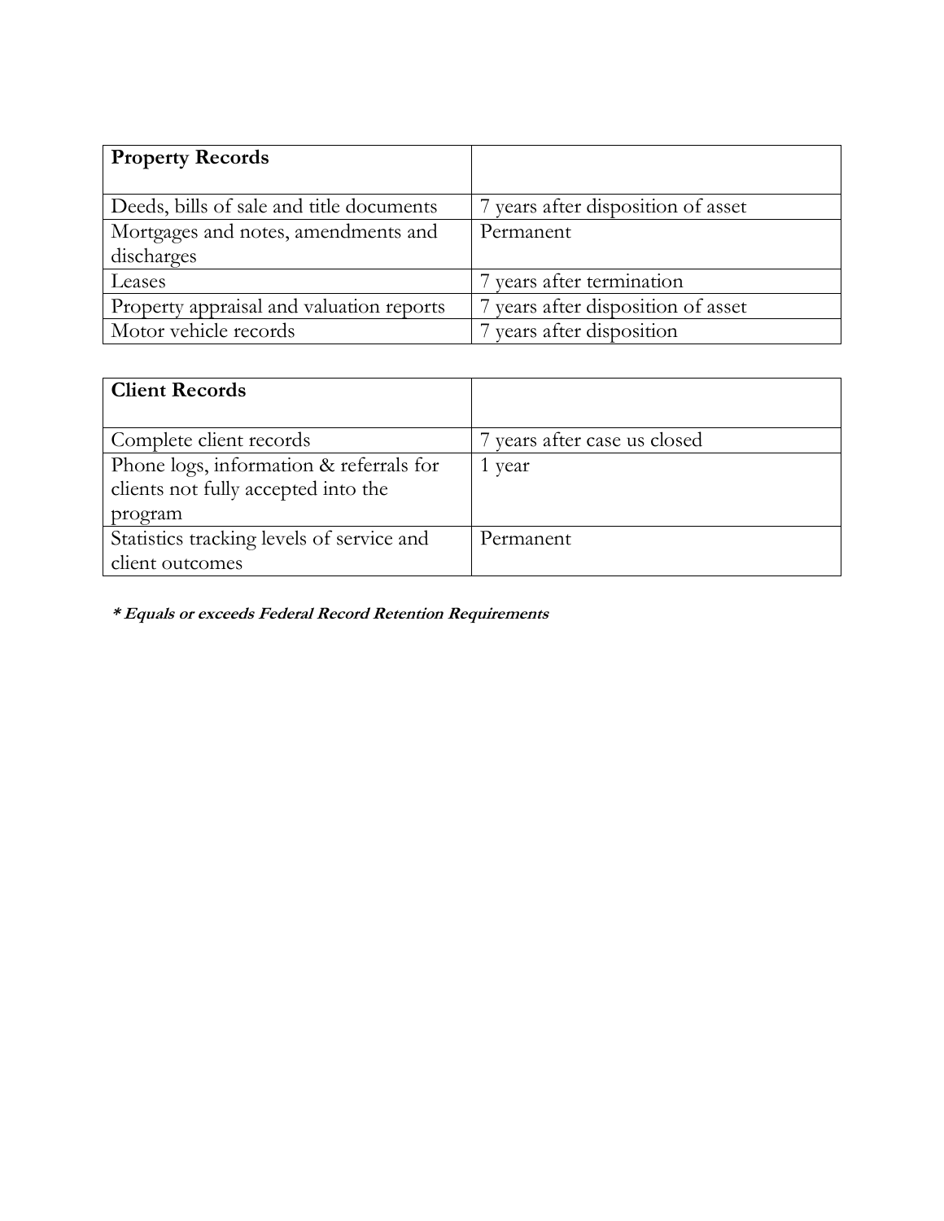| **Property Records** | |
|---|---|
| Deeds, bills of sale and title documents | 7 years after disposition of asset |
| Mortgages and notes, amendments and discharges | Permanent |
| Leases | 7 years after termination |
| Property appraisal and valuation reports | 7 years after disposition of asset |
| Motor vehicle records | 7 years after disposition |

| **Client Records** | |
|---|---|
| Complete client records | 7 years after case us closed |
| Phone logs, information & referrals for clients not fully accepted into the program | 1 year |
| Statistics tracking levels of service and client outcomes | Permanent |

***\* Equals or exceeds Federal Record Retention Requirements***